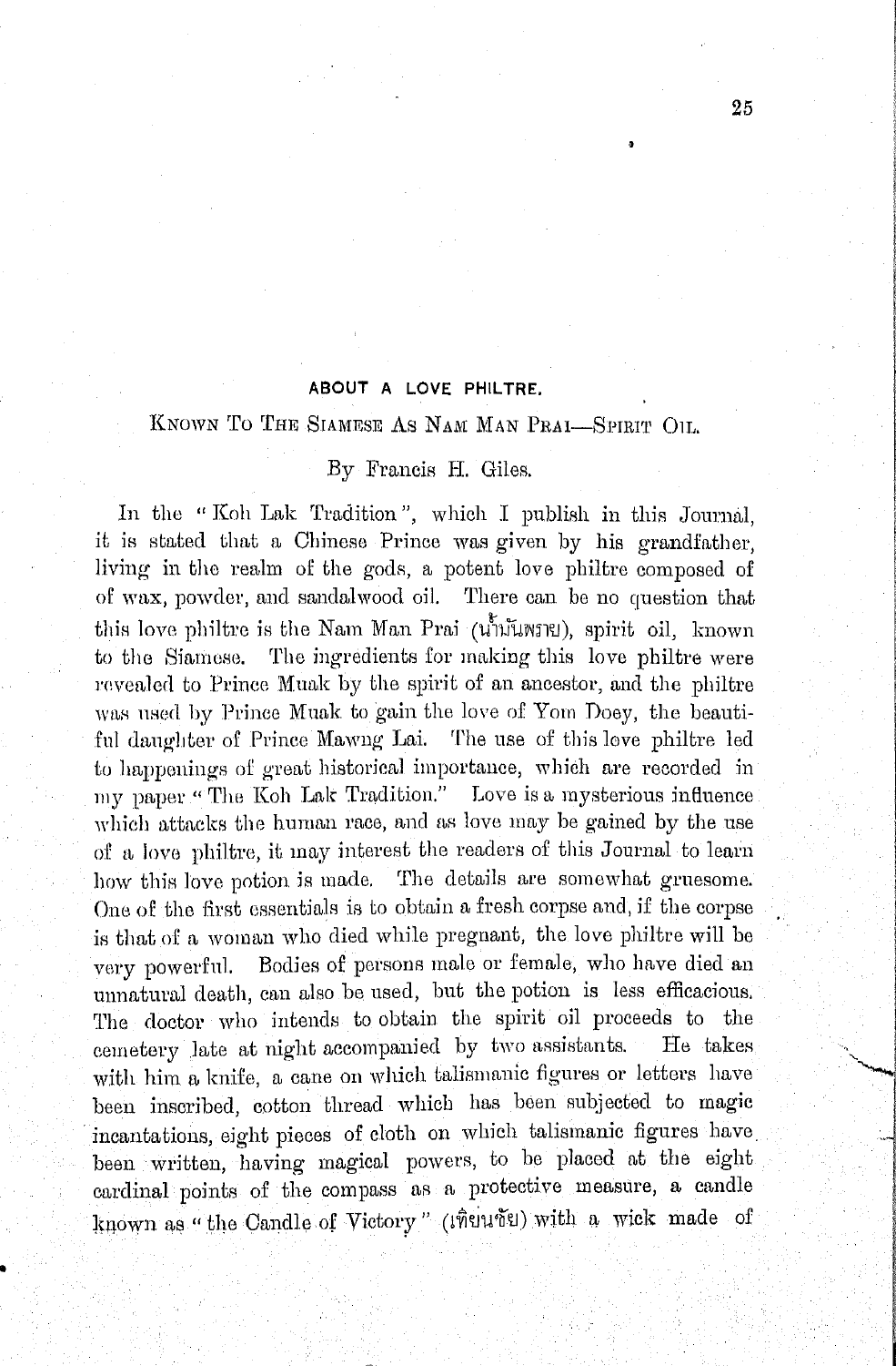## ABOUT A LOVE PHILTRE.

### Known To The Siamese As Nam Man Prai—Spirit Oil.

By Francis H. Giles.

In the "Koh Lak Tradition", which I publish in this Journal, it is stated that a Chinese Prince was given by his grandfather, living in the realm of the gods, a potent love philtre composed of of wax, powder, and sandalwood oil. There can be no question that this love philtre is the Nam Man Prai (น้ำมันพราย), spirit oil, known to the Siamese. The ingredients for making this love philtre were revealed to Prince Muak by the spirit of an ancestor, and the philtre was used by Prince Muak to gain the love of Yom Doey, the beautiful daughter of Prince Mawng Lai. The use of this love philtre led to happenings of great historical importance, which are recorded in my paper "The Koh Lak Tradition." Love is a mysterious influence which attacks the human race, and as love may be gained by the use of a love philtre, it may interest the readers of this Journal to learn how this love potion is made. The details are somewhat gruesome. One of the first essentials is to obtain a fresh corpse and, if the corpse is that of a woman who died while pregnant, the love philtre will be very powerful. Bodies of persons male or female, who have died an unnatural death, can also be used, but the potion is less efficacious. The doctor who intends to obtain the spirit oil proceeds to the cemetery late at night accompanied by two assistants. He takes with him a knife, a cane on which talismanic figures or letters have been inscribed, cotton thread which has been subjected to magic incantations, eight pieces of cloth on which talismanic figures have been written, having magical powers, to be placed at the eight cardinal points of the compass as a protective measure, a candle known as "the Candle of Victory" (เทียนชัย) with a wick made of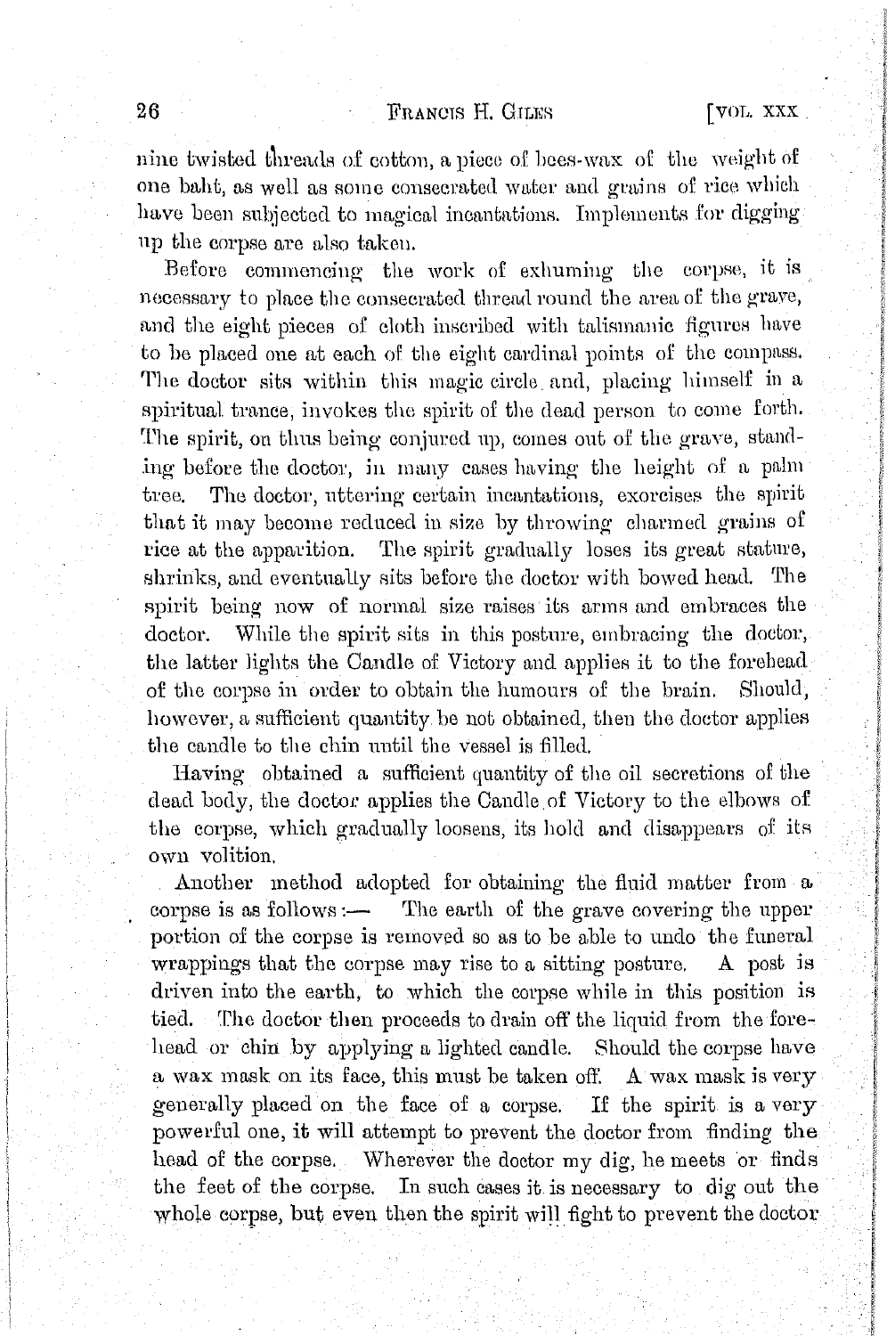nine twisted threads of cotton, a piece of bees-wax of the weight of one baht, as well as some consecrated water and grains of rice which have been subjected to magical incantations. Implements for digging up the corpse are also taken.

Before commencing the work of exhuming the corpse, it is necessary to place the consecrated thread round the area of the grave, and the eight pieces of cloth inscribed with talismanic figures have to be placed one at each of the eight cardinal points of the compass. The doctor sits within this magic circle and, placing himself in a spiritual trance, invokes the spirit of the dead person to come forth. The spirit, on thus being conjured up, comes out of the grave, standing before the doctor, in many cases having the height of a palm tree. The doctor, uttering certain incantations, exorcises the spirit that it may become reduced in size by throwing charmed grains of rice at the apparition. The spirit gradually loses its great stature, shrinks, and eventually sits before the doctor with bowed head. The spirit being now of normal size raises its arms and embraces the doctor. While the spirit sits in this posture, embracing the doctor, the latter lights the Candle of Victory and applies it to the forehead of the corpse in order to obtain the humours of the brain. Should, however, a sufficient quantity be not obtained, then the doctor applies the candle to the chin until the vessel is filled.

Having obtained a sufficient quantity of the oil secretions of the dead body, the doctor applies the Candle of Victory to the elbows of the corpse, which gradually loosens, its hold and disappears of its own volition.

Another method adopted for obtaining the fluid matter from a corpse is as follows:— The earth of the grave covering the upper portion of the corpse is removed so as to be able to undo the funeral wrappings that the corpse may rise to a sitting posture. A post is driven into the earth, to which the corpse while in this position is tied. The doctor then proceeds to drain off the liquid from the forehead or chin by applying a lighted candle. Should the corpse have a wax mask on its face, this must be taken off. A wax mask is very generally placed on the face of a corpse. If the spirit is a very powerful one, it will attempt to prevent the doctor from finding the head of the corpse. Wherever the doctor my dig, he meets or finds the feet of the corpse. In such cases it is necessary to dig out the whole corpse, but even then the spirit will fight to prevent the doctor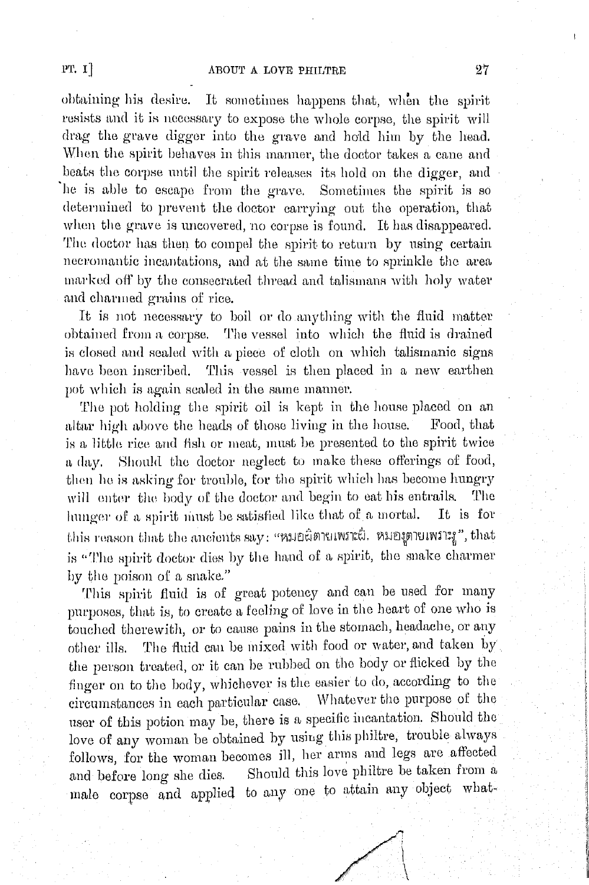obtaining his desire. It sometimes happens that, when the spirit resists and it is necessary to expose the whole corpse, the spirit will drag the grave digger into the grave and hold him by the head. When the spirit behaves in this manner, the doctor takes a cane and beats the corpse until the spirit releases its hold on the digger, and he is able to escape from the grave. Sometimes the spirit is so determined to prevent the doctor carrying out the operation, that when the grave is uncovered, no corpse is found. It has disappeared. The doctor has then to compel the spirit to return by using certain necromantic incantations, and at the same time to sprinkle the area marked off by the consecrated thread and talismans with holy water and charmed grains of rice.

It is not necessary to boil or do anything with the fluid matter obtained from a corpse. The vessel into which the fluid is drained is closed and sealed with a piece of cloth on which talismanic signs have been inscribed. This vessel is then placed in a new earthen pot which is again sealed in the same manner.

The pot holding the spirit oil is kept in the house placed on an altar high above the heads of those living in the house. Food, that is a little rice and fish or meat, must be presented to the spirit twice a day. Should the doctor neglect to make these offerings of food, then he is asking for trouble, for the spirit which has become hungry will enter the body of the doctor and begin to eat his entrails. The hunger of a spirit must be satisfied like that of a mortal. It is for this reason that the ancients say: "หมอผีตายเพราะผี. หมองูตายเพราะงู", that is "The spirit doctor dies by the hand of a spirit, the snake charmer by the poison of a snake."

This spirit fluid is of great potency and can be used for many purposes, that is, to create a feeling of love in the heart of one who is touched therewith, or to cause pains in the stomach, headache, or any other ills. The fluid can be mixed with food or water, and taken by the person treated, or it can be rubbed on the body or flicked by the finger on to the body, whichever is the easier to do, according to the circumstances in each particular case. Whatever the purpose of the user of this potion may be, there is a specific incantation. Should the love of any woman be obtained by using this philtre, trouble always follows, for the woman becomes ill, her arms and legs are affected and before long she dies. Should this love philtre be taken from a male corpse and applied to any one to attain any object what-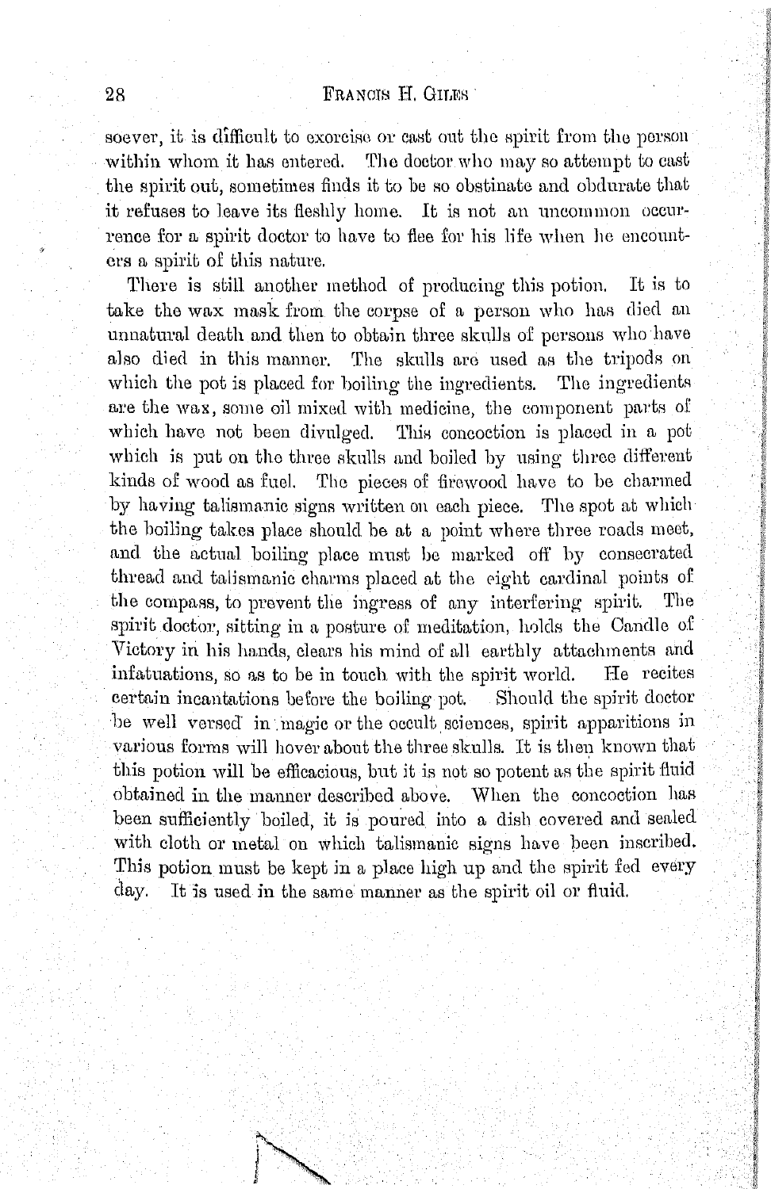soever, it is difficult to exorcise or cast out the spirit from the person within whom it has entered. The doctor who may so attempt to cast the spirit out, sometimes finds it to be so obstinate and obdurate that it refuses to leave its fleshly home. It is not an uncommon occurrence for a spirit doctor to have to flee for his life when he encounters a spirit of this nature.

There is still another method of producing this potion. It is to take the wax mask from the corpse of a person who has died an unnatural death and then to obtain three skulls of persons who have also died in this manner. The skulls are used as the tripods on which the pot is placed for boiling the ingredients. The ingredients are the wax, some oil mixed with medicine, the component parts of which have not been divulged. This concoction is placed in a pot which is put on the three skulls and boiled by using three different kinds of wood as fuel. The pieces of firewood have to be charmed by having talismanic signs written on each piece. The spot at which the boiling takes place should be at a point where three roads meet, and the actual boiling place must be marked off by consecrated thread and talismanic charms placed at the eight cardinal points of the compass, to prevent the ingress of any interfering spirit. The spirit doctor, sitting in a posture of meditation, holds the Candle of Victory in his hands, clears his mind of all earthly attachments and infatuations, so as to be in touch with the spirit world. He recites certain incantations before the boiling pot. Should the spirit doctor be well versed in magic or the occult sciences, spirit apparitions in various forms will hover about the three skulls. It is then known that this potion will be efficacious, but it is not so potent as the spirit fluid obtained in the manner described above. When the concoction has been sufficiently boiled, it is poured into a dish covered and sealed with cloth or metal on which talismanic signs have been inscribed. This potion must be kept in a place high up and the spirit fed every day. It is used in the same manner as the spirit oil or fluid.